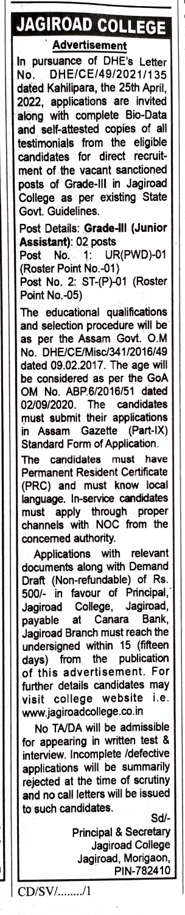# JAGIROAD COLLEGE

## Advertisement

In pursuance of DHE's Letter No. DHE/CE/49/2021/135 dated Kahilipara, the 25th April, 2022, applications are invited along with complete Bio-Data and self-attested copies of all testimonials from the eligible candidates for direct recruitment of the vacant sanctioned posts of Grade-III in Jagiroad College as per existing State Govt. Guidelines.

Post Details: **Grade-III (Junior Assistant)**: 02 posts

Post No. 1: UR(PWD)-01 (Roster Point No.-01)

Post No. 2: ST-(P)-01 (Roster Point No.-05)

The educational qualifications and selection procedure will be as per the Assam Govt. O.M No. DHE/CE/Misc/341/2016/49 dated 09.02.2017. The age will be considered as per the GoA OM No. ABP.6/2016/51 dated 02/09/2020. The candidates must submit their applications in Assam Gazette (Part-IX) Standard Form of Application.

The candidates must have Permanent Resident Certificate (PRC) and must know local language. In-service candidates must apply through proper channels with NOC from the concerned authority.

Applications with relevant documents along with Demand Draft (Non-refundable) of Rs. 500/- in favour of Principal, Jagiroad College, Jagiroad, payable at Canara Bank, Jagiroad Branch must reach the undersigned within 15 (fifteen days) from the publication of this advertisement. For further details candidates may visit college website i.e. www.jagiroadcollege.co.in

No TA/DA will be admissible for appearing in written test & interview. Incomplete /defective applications will be summarily rejected at the time of scrutiny and no call letters will be issued to such candidates.

Sd/-
Principal & Secretary
Jagiroad College
Jagiroad, Morigaon,
PIN-782410

CD/SV/......../1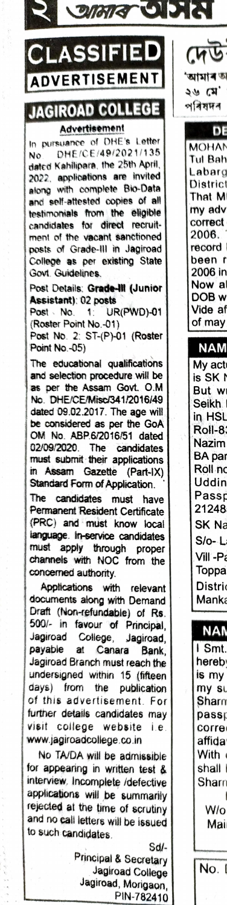# CLASSIFIED ADVERTISEMENT

## JAGIROAD COLLEGE

### Advertisement

In pursuance of DHE's Letter No. DHE/CE/49/2021/135 dated Kahilipara, the 25th April, 2022, applications are invited along with complete Bio-Data and self-attested copies of all testimonials from the eligible candidates for direct recruitment of the vacant sanctioned posts of Grade-III in Jagiroad College as per existing State Govt. Guidelines.

Post Details: **Grade-III (Junior Assistant): 02 posts**

Post No. 1: UR(PWD)-01 (Roster Point No.-01)

Post No. 2: ST-(P)-01 (Roster Point No.-05)

The educational qualifications and selection procedure will be as per the Assam Govt. O.M No. DHE/CE/Misc/341/2016/49 dated 09.02.2017. The age will be considered as per the GoA OM No. ABP.6/2016/51 dated 02/09/2020. The candidates must submit their applications in Assam Gazette (Part-IX) Standard Form of Application.

The candidates must have Permanent Resident Certificate (PRC) and must know local language. In-service candidates must apply through proper channels with NOC from the concerned authority.

Applications with relevant documents along with Demand Draft (Non-refundable) of Rs. 500/- in favour of Principal, Jagiroad College, Jagiroad, payable at Canara Bank, Jagiroad Branch must reach the undersigned within 15 (fifteen days) from the publication of this advertisement. For further details candidates may visit college website i.e. www.jagiroadcollege.co.in

No TA/DA will be admissible for appearing in written test & interview. Incomplete /defective applications will be summarily rejected at the time of scrutiny and no call letters will be issued to such candidates.

Sd/-
Principal & Secretary
Jagiroad College
Jagiroad, Morigaon,
PIN-782410

---

দেউ

'আমাৰঅ
২৬ মে'
পৰিষদৰ

**DE**

MOHAN
Tul Bah
Labarg
District
That M
my adv
correct
2006.
record
been r
2006 in
Now al
DOB w
Vide af
of may

**NAM**

My act
is SK N
But wr
Seikh
in HSL
Roll-83
Nazim
BA par
Roll no
Uddin
Passp
21248
SK Na
S/o- L
Vill -Pa
Toppa
Distric
Manka

**NAM**

I Smt.
hereby
is my
my su
Sharm
passp
correc
affida
With
shall
Sharm
W/o
Mai

No.